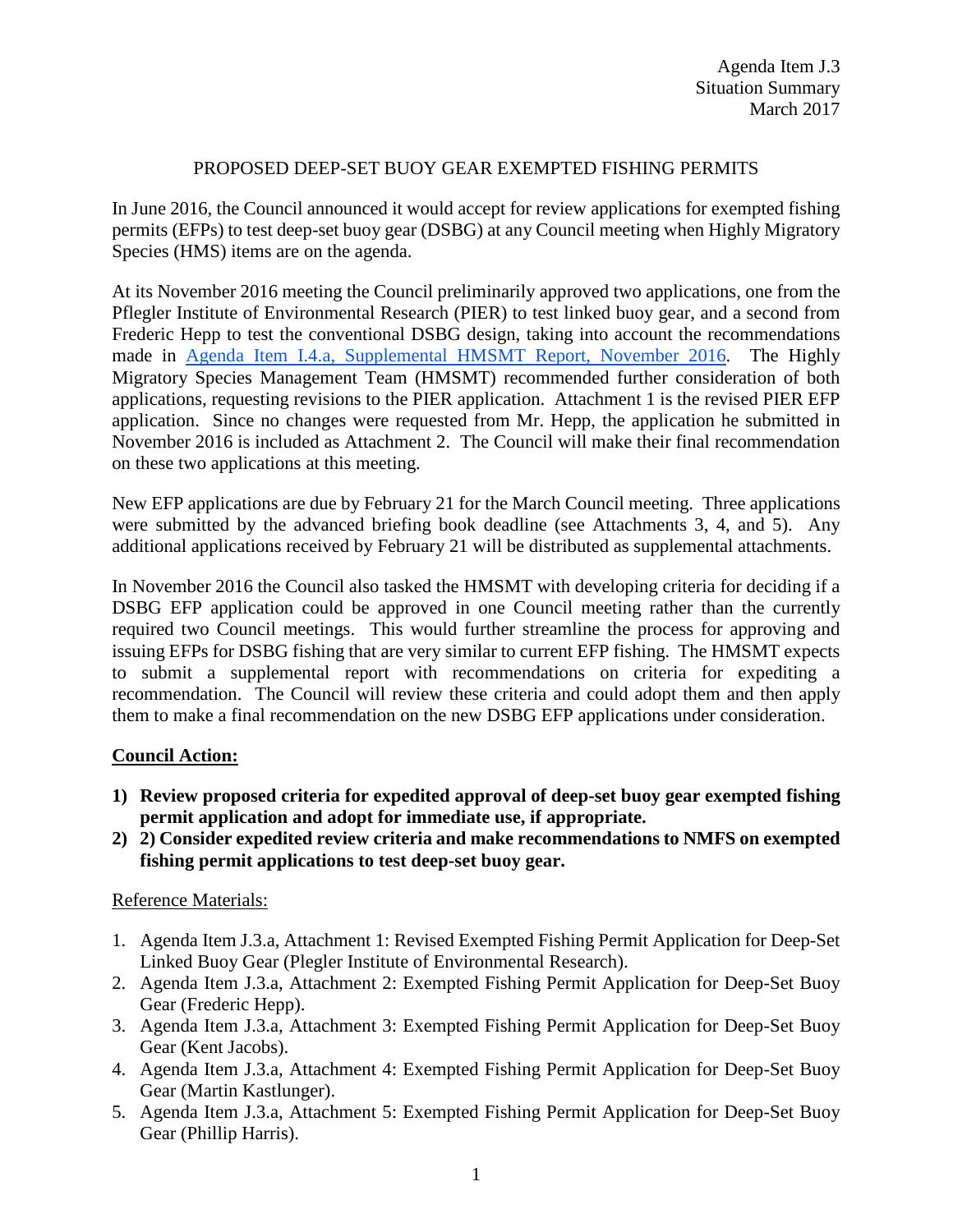Agenda Item J.3
Situation Summary
March 2017

# PROPOSED DEEP-SET BUOY GEAR EXEMPTED FISHING PERMITS

In June 2016, the Council announced it would accept for review applications for exempted fishing permits (EFPs) to test deep-set buoy gear (DSBG) at any Council meeting when Highly Migratory Species (HMS) items are on the agenda.

At its November 2016 meeting the Council preliminarily approved two applications, one from the Pflegler Institute of Environmental Research (PIER) to test linked buoy gear, and a second from Frederic Hepp to test the conventional DSBG design, taking into account the recommendations made in Agenda Item I.4.a, Supplemental HMSMT Report, November 2016. The Highly Migratory Species Management Team (HMSMT) recommended further consideration of both applications, requesting revisions to the PIER application. Attachment 1 is the revised PIER EFP application. Since no changes were requested from Mr. Hepp, the application he submitted in November 2016 is included as Attachment 2. The Council will make their final recommendation on these two applications at this meeting.

New EFP applications are due by February 21 for the March Council meeting. Three applications were submitted by the advanced briefing book deadline (see Attachments 3, 4, and 5). Any additional applications received by February 21 will be distributed as supplemental attachments.

In November 2016 the Council also tasked the HMSMT with developing criteria for deciding if a DSBG EFP application could be approved in one Council meeting rather than the currently required two Council meetings. This would further streamline the process for approving and issuing EFPs for DSBG fishing that are very similar to current EFP fishing. The HMSMT expects to submit a supplemental report with recommendations on criteria for expediting a recommendation. The Council will review these criteria and could adopt them and then apply them to make a final recommendation on the new DSBG EFP applications under consideration.

## Council Action:

1) **Review proposed criteria for expedited approval of deep-set buoy gear exempted fishing permit application and adopt for immediate use, if appropriate.**
2) **2) Consider expedited review criteria and make recommendations to NMFS on exempted fishing permit applications to test deep-set buoy gear.**

Reference Materials:

1. Agenda Item J.3.a, Attachment 1: Revised Exempted Fishing Permit Application for Deep-Set Linked Buoy Gear (Plegler Institute of Environmental Research).
2. Agenda Item J.3.a, Attachment 2: Exempted Fishing Permit Application for Deep-Set Buoy Gear (Frederic Hepp).
3. Agenda Item J.3.a, Attachment 3: Exempted Fishing Permit Application for Deep-Set Buoy Gear (Kent Jacobs).
4. Agenda Item J.3.a, Attachment 4: Exempted Fishing Permit Application for Deep-Set Buoy Gear (Martin Kastlunger).
5. Agenda Item J.3.a, Attachment 5: Exempted Fishing Permit Application for Deep-Set Buoy Gear (Phillip Harris).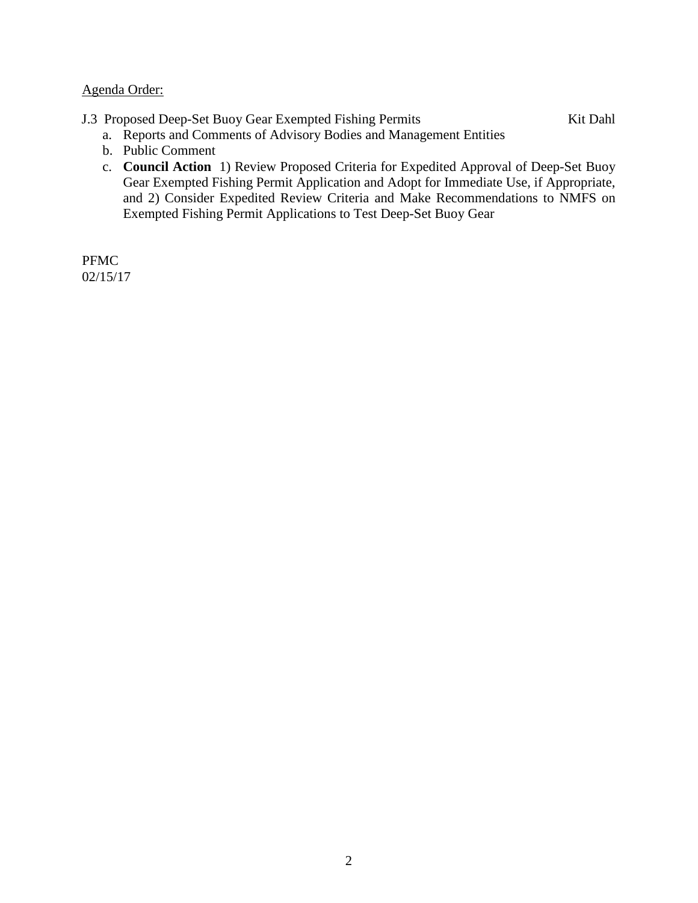Agenda Order:

J.3 Proposed Deep-Set Buoy Gear Exempted Fishing Permits Kit Dahl

a. Reports and Comments of Advisory Bodies and Management Entities
b. Public Comment
c. **Council Action** 1) Review Proposed Criteria for Expedited Approval of Deep-Set Buoy Gear Exempted Fishing Permit Application and Adopt for Immediate Use, if Appropriate, and 2) Consider Expedited Review Criteria and Make Recommendations to NMFS on Exempted Fishing Permit Applications to Test Deep-Set Buoy Gear

PFMC
02/15/17